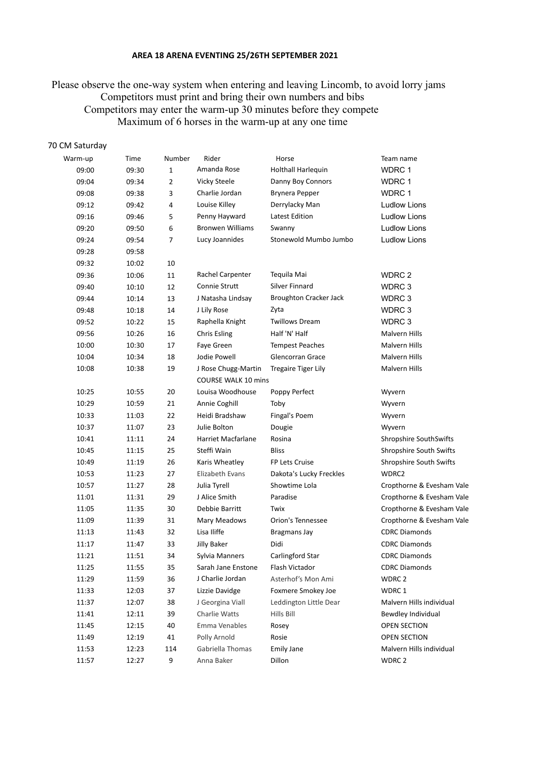**AREA 18 ARENA EVENTING 25/26TH SEPTEMBER 2021**

Please observe the one-way system when entering and leaving Lincomb, to avoid lorry jams
Competitors must print and bring their own numbers and bibs
Competitors may enter the warm-up 30 minutes before they compete
Maximum of 6 horses in the warm-up at any one time

70 CM Saturday

| Warm-up | Time | Number | Rider | Horse | Team name |
|---|---|---|---|---|---|
| 09:00 | 09:30 | 1 | Amanda Rose | Holthall Harlequin | WDRC 1 |
| 09:04 | 09:34 | 2 | Vicky Steele | Danny Boy Connors | WDRC 1 |
| 09:08 | 09:38 | 3 | Charlie Jordan | Brynera Pepper | WDRC 1 |
| 09:12 | 09:42 | 4 | Louise Killey | Derrylacky Man | Ludlow Lions |
| 09:16 | 09:46 | 5 | Penny Hayward | Latest Edition | Ludlow Lions |
| 09:20 | 09:50 | 6 | Bronwen Williams | Swanny | Ludlow Lions |
| 09:24 | 09:54 | 7 | Lucy Joannides | Stonewold Mumbo Jumbo | Ludlow Lions |
| 09:28 | 09:58 | | | | |
| 09:32 | 10:02 | 10 | | | |
| 09:36 | 10:06 | 11 | Rachel Carpenter | Tequila Mai | WDRC 2 |
| 09:40 | 10:10 | 12 | Connie Strutt | Silver Finnard | WDRC 3 |
| 09:44 | 10:14 | 13 | J Natasha Lindsay | Broughton Cracker Jack | WDRC 3 |
| 09:48 | 10:18 | 14 | J Lily Rose | Zyta | WDRC 3 |
| 09:52 | 10:22 | 15 | Raphella Knight | Twillows Dream | WDRC 3 |
| 09:56 | 10:26 | 16 | Chris Esling | Half 'N' Half | Malvern Hills |
| 10:00 | 10:30 | 17 | Faye Green | Tempest Peaches | Malvern Hills |
| 10:04 | 10:34 | 18 | Jodie Powell | Glencorran Grace | Malvern Hills |
| 10:08 | 10:38 | 19 | J Rose Chugg-Martin | Tregaire Tiger Lily | Malvern Hills |
| | | | COURSE WALK 10 mins | | |
| 10:25 | 10:55 | 20 | Louisa Woodhouse | Poppy Perfect | Wyvern |
| 10:29 | 10:59 | 21 | Annie Coghill | Toby | Wyvern |
| 10:33 | 11:03 | 22 | Heidi Bradshaw | Fingal's Poem | Wyvern |
| 10:37 | 11:07 | 23 | Julie Bolton | Dougie | Wyvern |
| 10:41 | 11:11 | 24 | Harriet Macfarlane | Rosina | Shropshire SouthSwifts |
| 10:45 | 11:15 | 25 | Steffi Wain | Bliss | Shropshire South Swifts |
| 10:49 | 11:19 | 26 | Karis Wheatley | FP Lets Cruise | Shropshire South Swifts |
| 10:53 | 11:23 | 27 | Elizabeth Evans | Dakota's Lucky Freckles | WDRC2 |
| 10:57 | 11:27 | 28 | Julia Tyrell | Showtime Lola | Cropthorne & Evesham Vale |
| 11:01 | 11:31 | 29 | J Alice Smith | Paradise | Cropthorne & Evesham Vale |
| 11:05 | 11:35 | 30 | Debbie Barritt | Twix | Cropthorne & Evesham Vale |
| 11:09 | 11:39 | 31 | Mary Meadows | Orion's Tennessee | Cropthorne & Evesham Vale |
| 11:13 | 11:43 | 32 | Lisa Iliffe | Bragmans Jay | CDRC Diamonds |
| 11:17 | 11:47 | 33 | Jilly Baker | Didi | CDRC Diamonds |
| 11:21 | 11:51 | 34 | Sylvia Manners | Carlingford Star | CDRC Diamonds |
| 11:25 | 11:55 | 35 | Sarah Jane Enstone | Flash Victador | CDRC Diamonds |
| 11:29 | 11:59 | 36 | J Charlie Jordan | Asterhof's Mon Ami | WDRC 2 |
| 11:33 | 12:03 | 37 | Lizzie Davidge | Foxmere Smokey Joe | WDRC 1 |
| 11:37 | 12:07 | 38 | J Georgina Viall | Leddington Little Dear | Malvern Hills individual |
| 11:41 | 12:11 | 39 | Charlie Watts | Hills Bill | Bewdley Individual |
| 11:45 | 12:15 | 40 | Emma Venables | Rosey | OPEN SECTION |
| 11:49 | 12:19 | 41 | Polly Arnold | Rosie | OPEN SECTION |
| 11:53 | 12:23 | 114 | Gabriella Thomas | Emily Jane | Malvern Hills individual |
| 11:57 | 12:27 | 9 | Anna Baker | Dillon | WDRC 2 |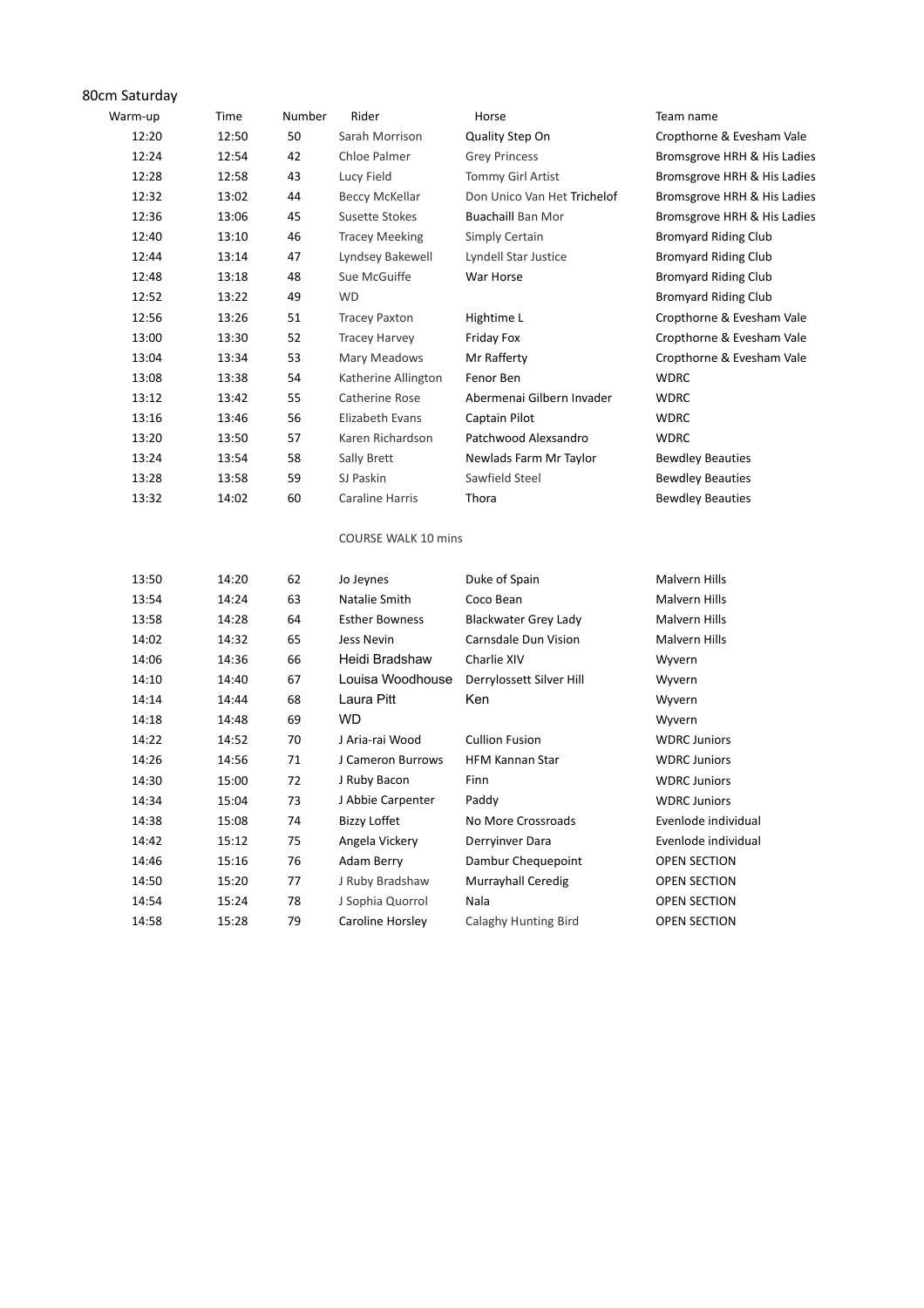## 80cm Saturday

| Warm-up | Time | Number | Rider | Horse | Team name |
|---|---|---|---|---|---|
| 12:20 | 12:50 | 50 | Sarah Morrison | Quality Step On | Cropthorne & Evesham Vale |
| 12:24 | 12:54 | 42 | Chloe Palmer | Grey Princess | Bromsgrove HRH & His Ladies |
| 12:28 | 12:58 | 43 | Lucy Field | Tommy Girl Artist | Bromsgrove HRH & His Ladies |
| 12:32 | 13:02 | 44 | Beccy McKellar | Don Unico Van Het Trichelof | Bromsgrove HRH & His Ladies |
| 12:36 | 13:06 | 45 | Susette Stokes | Buachaill Ban Mor | Bromsgrove HRH & His Ladies |
| 12:40 | 13:10 | 46 | Tracey Meeking | Simply Certain | Bromyard Riding Club |
| 12:44 | 13:14 | 47 | Lyndsey Bakewell | Lyndell Star Justice | Bromyard Riding Club |
| 12:48 | 13:18 | 48 | Sue McGuiffe | War Horse | Bromyard Riding Club |
| 12:52 | 13:22 | 49 | WD | | Bromyard Riding Club |
| 12:56 | 13:26 | 51 | Tracey Paxton | Hightime L | Cropthorne & Evesham Vale |
| 13:00 | 13:30 | 52 | Tracey Harvey | Friday Fox | Cropthorne & Evesham Vale |
| 13:04 | 13:34 | 53 | Mary Meadows | Mr Rafferty | Cropthorne & Evesham Vale |
| 13:08 | 13:38 | 54 | Katherine Allington | Fenor Ben | WDRC |
| 13:12 | 13:42 | 55 | Catherine Rose | Abermenai Gilbern Invader | WDRC |
| 13:16 | 13:46 | 56 | Elizabeth Evans | Captain Pilot | WDRC |
| 13:20 | 13:50 | 57 | Karen Richardson | Patchwood Alexsandro | WDRC |
| 13:24 | 13:54 | 58 | Sally Brett | Newlads Farm Mr Taylor | Bewdley Beauties |
| 13:28 | 13:58 | 59 | SJ Paskin | Sawfield Steel | Bewdley Beauties |
| 13:32 | 14:02 | 60 | Caraline Harris | Thora | Bewdley Beauties |
| | | | COURSE WALK 10 mins | | |
| 13:50 | 14:20 | 62 | Jo Jeynes | Duke of Spain | Malvern Hills |
| 13:54 | 14:24 | 63 | Natalie Smith | Coco Bean | Malvern Hills |
| 13:58 | 14:28 | 64 | Esther Bowness | Blackwater Grey Lady | Malvern Hills |
| 14:02 | 14:32 | 65 | Jess Nevin | Carnsdale Dun Vision | Malvern Hills |
| 14:06 | 14:36 | 66 | Heidi Bradshaw | Charlie XIV | Wyvern |
| 14:10 | 14:40 | 67 | Louisa Woodhouse | Derrylossett Silver Hill | Wyvern |
| 14:14 | 14:44 | 68 | Laura Pitt | Ken | Wyvern |
| 14:18 | 14:48 | 69 | WD | | Wyvern |
| 14:22 | 14:52 | 70 | J Aria-rai Wood | Cullion Fusion | WDRC Juniors |
| 14:26 | 14:56 | 71 | J Cameron Burrows | HFM Kannan Star | WDRC Juniors |
| 14:30 | 15:00 | 72 | J Ruby Bacon | Finn | WDRC Juniors |
| 14:34 | 15:04 | 73 | J Abbie Carpenter | Paddy | WDRC Juniors |
| 14:38 | 15:08 | 74 | Bizzy Loffet | No More Crossroads | Evenlode individual |
| 14:42 | 15:12 | 75 | Angela Vickery | Derryinver Dara | Evenlode individual |
| 14:46 | 15:16 | 76 | Adam Berry | Dambur Chequepoint | OPEN SECTION |
| 14:50 | 15:20 | 77 | J Ruby Bradshaw | Murrayhall Ceredig | OPEN SECTION |
| 14:54 | 15:24 | 78 | J Sophia Quorrol | Nala | OPEN SECTION |
| 14:58 | 15:28 | 79 | Caroline Horsley | Calaghy Hunting Bird | OPEN SECTION |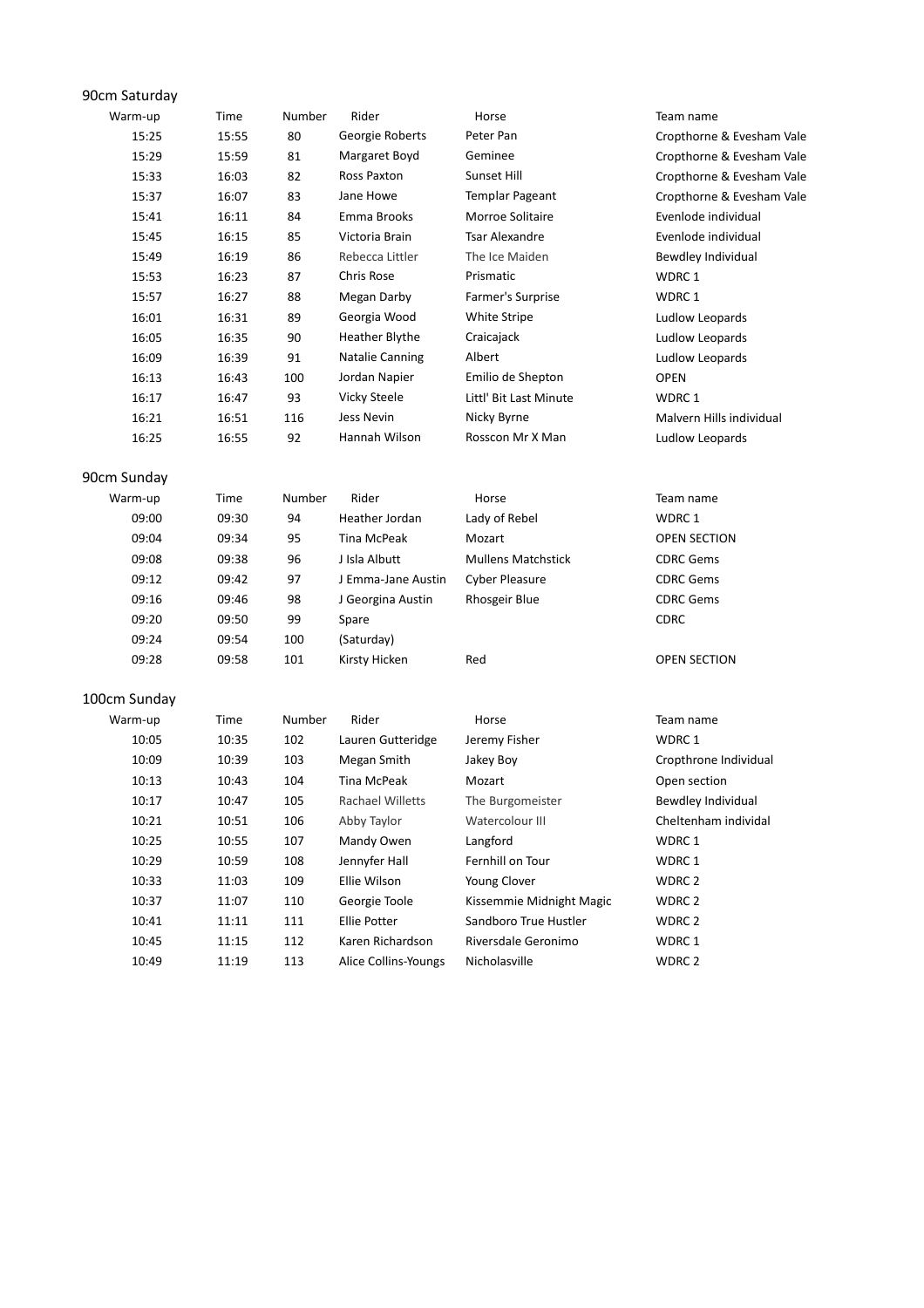## 90cm Saturday

| Warm-up | Time | Number | Rider | Horse | Team name |
|---|---|---|---|---|---|
| 15:25 | 15:55 | 80 | Georgie Roberts | Peter Pan | Cropthorne & Evesham Vale |
| 15:29 | 15:59 | 81 | Margaret Boyd | Geminee | Cropthorne & Evesham Vale |
| 15:33 | 16:03 | 82 | Ross Paxton | Sunset Hill | Cropthorne & Evesham Vale |
| 15:37 | 16:07 | 83 | Jane Howe | Templar Pageant | Cropthorne & Evesham Vale |
| 15:41 | 16:11 | 84 | Emma Brooks | Morroe Solitaire | Evenlode individual |
| 15:45 | 16:15 | 85 | Victoria Brain | Tsar Alexandre | Evenlode individual |
| 15:49 | 16:19 | 86 | Rebecca Littler | The Ice Maiden | Bewdley Individual |
| 15:53 | 16:23 | 87 | Chris Rose | Prismatic | WDRC 1 |
| 15:57 | 16:27 | 88 | Megan Darby | Farmer's Surprise | WDRC 1 |
| 16:01 | 16:31 | 89 | Georgia Wood | White Stripe | Ludlow Leopards |
| 16:05 | 16:35 | 90 | Heather Blythe | Craicajack | Ludlow Leopards |
| 16:09 | 16:39 | 91 | Natalie Canning | Albert | Ludlow Leopards |
| 16:13 | 16:43 | 100 | Jordan Napier | Emilio de Shepton | OPEN |
| 16:17 | 16:47 | 93 | Vicky Steele | Littl' Bit Last Minute | WDRC 1 |
| 16:21 | 16:51 | 116 | Jess Nevin | Nicky Byrne | Malvern Hills individual |
| 16:25 | 16:55 | 92 | Hannah Wilson | Rosscon Mr X Man | Ludlow Leopards |

## 90cm Sunday

| Warm-up | Time | Number | Rider | Horse | Team name |
|---|---|---|---|---|---|
| 09:00 | 09:30 | 94 | Heather Jordan | Lady of Rebel | WDRC 1 |
| 09:04 | 09:34 | 95 | Tina McPeak | Mozart | OPEN SECTION |
| 09:08 | 09:38 | 96 | J Isla Albutt | Mullens Matchstick | CDRC Gems |
| 09:12 | 09:42 | 97 | J Emma-Jane Austin | Cyber Pleasure | CDRC Gems |
| 09:16 | 09:46 | 98 | J Georgina Austin | Rhosgeir Blue | CDRC Gems |
| 09:20 | 09:50 | 99 | Spare | | CDRC |
| 09:24 | 09:54 | 100 | (Saturday) | | |
| 09:28 | 09:58 | 101 | Kirsty Hicken | Red | OPEN SECTION |

## 100cm Sunday

| Warm-up | Time | Number | Rider | Horse | Team name |
|---|---|---|---|---|---|
| 10:05 | 10:35 | 102 | Lauren Gutteridge | Jeremy Fisher | WDRC 1 |
| 10:09 | 10:39 | 103 | Megan Smith | Jakey Boy | Cropthrone Individual |
| 10:13 | 10:43 | 104 | Tina McPeak | Mozart | Open section |
| 10:17 | 10:47 | 105 | Rachael Willetts | The Burgomeister | Bewdley Individual |
| 10:21 | 10:51 | 106 | Abby Taylor | Watercolour III | Cheltenham individal |
| 10:25 | 10:55 | 107 | Mandy Owen | Langford | WDRC 1 |
| 10:29 | 10:59 | 108 | Jennyfer Hall | Fernhill on Tour | WDRC 1 |
| 10:33 | 11:03 | 109 | Ellie Wilson | Young Clover | WDRC 2 |
| 10:37 | 11:07 | 110 | Georgie Toole | Kissemmie Midnight Magic | WDRC 2 |
| 10:41 | 11:11 | 111 | Ellie Potter | Sandboro True Hustler | WDRC 2 |
| 10:45 | 11:15 | 112 | Karen Richardson | Riversdale Geronimo | WDRC 1 |
| 10:49 | 11:19 | 113 | Alice Collins-Youngs | Nicholasville | WDRC 2 |